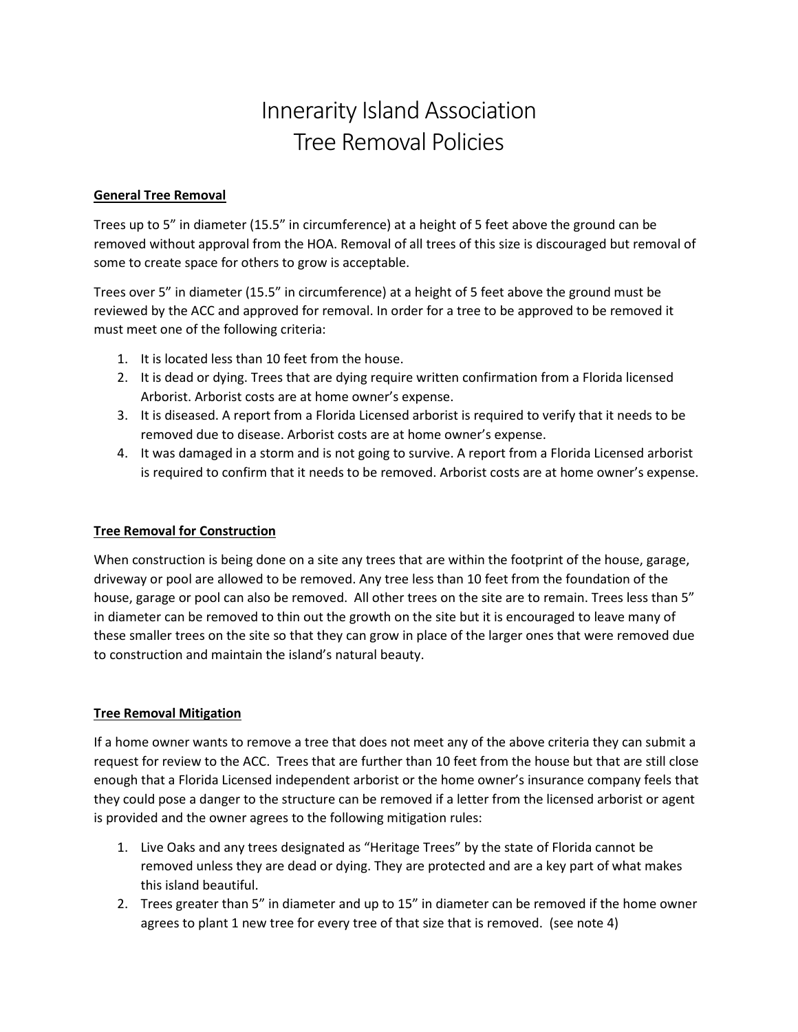# Innerarity Island Association
# Tree Removal Policies

**General Tree Removal**

Trees up to 5” in diameter (15.5” in circumference) at a height of 5 feet above the ground can be removed without approval from the HOA. Removal of all trees of this size is discouraged but removal of some to create space for others to grow is acceptable.

Trees over 5” in diameter (15.5” in circumference) at a height of 5 feet above the ground must be reviewed by the ACC and approved for removal. In order for a tree to be approved to be removed it must meet one of the following criteria:

1. It is located less than 10 feet from the house.
2. It is dead or dying. Trees that are dying require written confirmation from a Florida licensed Arborist. Arborist costs are at home owner’s expense.
3. It is diseased. A report from a Florida Licensed arborist is required to verify that it needs to be removed due to disease. Arborist costs are at home owner’s expense.
4. It was damaged in a storm and is not going to survive. A report from a Florida Licensed arborist is required to confirm that it needs to be removed. Arborist costs are at home owner’s expense.

**Tree Removal for Construction**

When construction is being done on a site any trees that are within the footprint of the house, garage, driveway or pool are allowed to be removed. Any tree less than 10 feet from the foundation of the house, garage or pool can also be removed. All other trees on the site are to remain. Trees less than 5” in diameter can be removed to thin out the growth on the site but it is encouraged to leave many of these smaller trees on the site so that they can grow in place of the larger ones that were removed due to construction and maintain the island’s natural beauty.

**Tree Removal Mitigation**

If a home owner wants to remove a tree that does not meet any of the above criteria they can submit a request for review to the ACC. Trees that are further than 10 feet from the house but that are still close enough that a Florida Licensed independent arborist or the home owner’s insurance company feels that they could pose a danger to the structure can be removed if a letter from the licensed arborist or agent is provided and the owner agrees to the following mitigation rules:

1. Live Oaks and any trees designated as “Heritage Trees” by the state of Florida cannot be removed unless they are dead or dying. They are protected and are a key part of what makes this island beautiful.
2. Trees greater than 5” in diameter and up to 15” in diameter can be removed if the home owner agrees to plant 1 new tree for every tree of that size that is removed. (see note 4)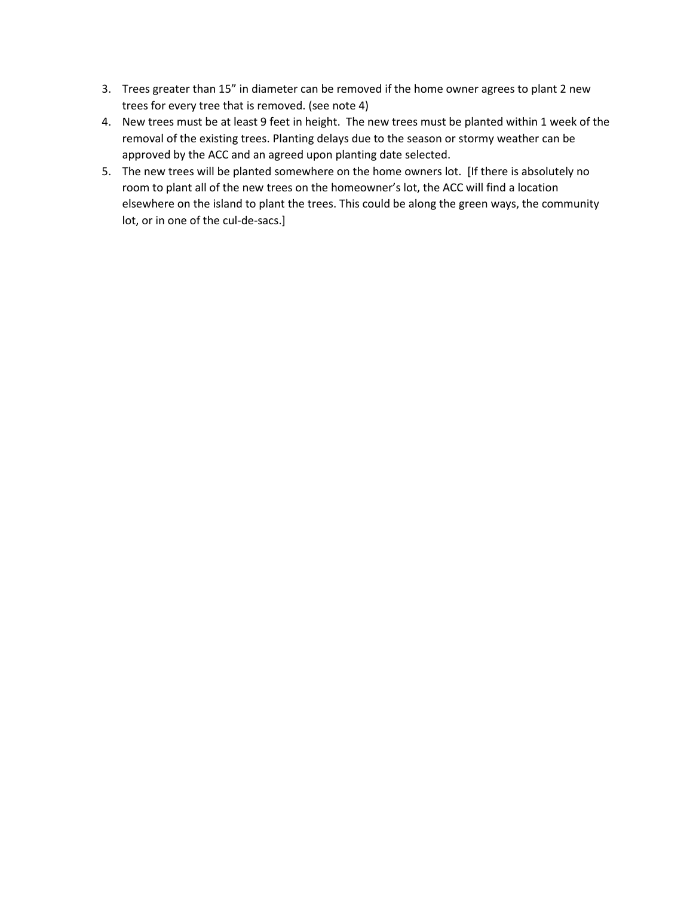3. Trees greater than 15" in diameter can be removed if the home owner agrees to plant 2 new trees for every tree that is removed. (see note 4)
4. New trees must be at least 9 feet in height. The new trees must be planted within 1 week of the removal of the existing trees. Planting delays due to the season or stormy weather can be approved by the ACC and an agreed upon planting date selected.
5. The new trees will be planted somewhere on the home owners lot. [If there is absolutely no room to plant all of the new trees on the homeowner's lot, the ACC will find a location elsewhere on the island to plant the trees. This could be along the green ways, the community lot, or in one of the cul-de-sacs.]